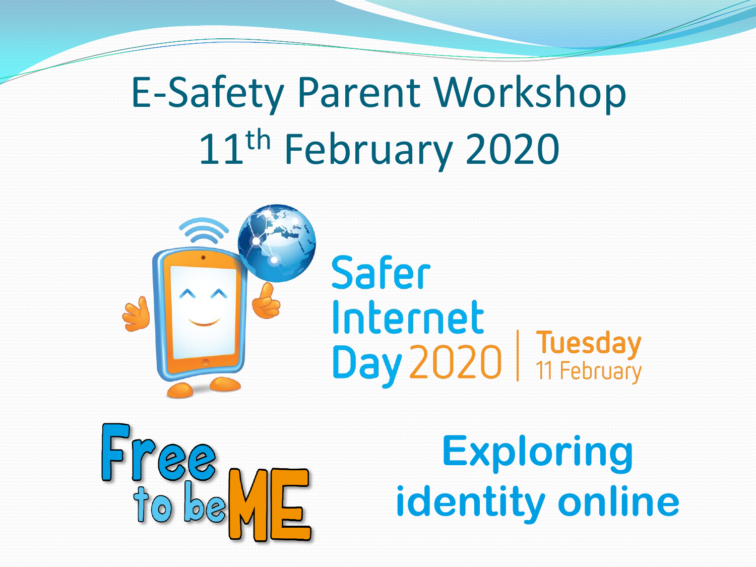# E-Safety Parent Workshop
# 11th February 2020

Safer Internet Day 2020 | Tuesday 11 February

Free to be ME

**Exploring identity online**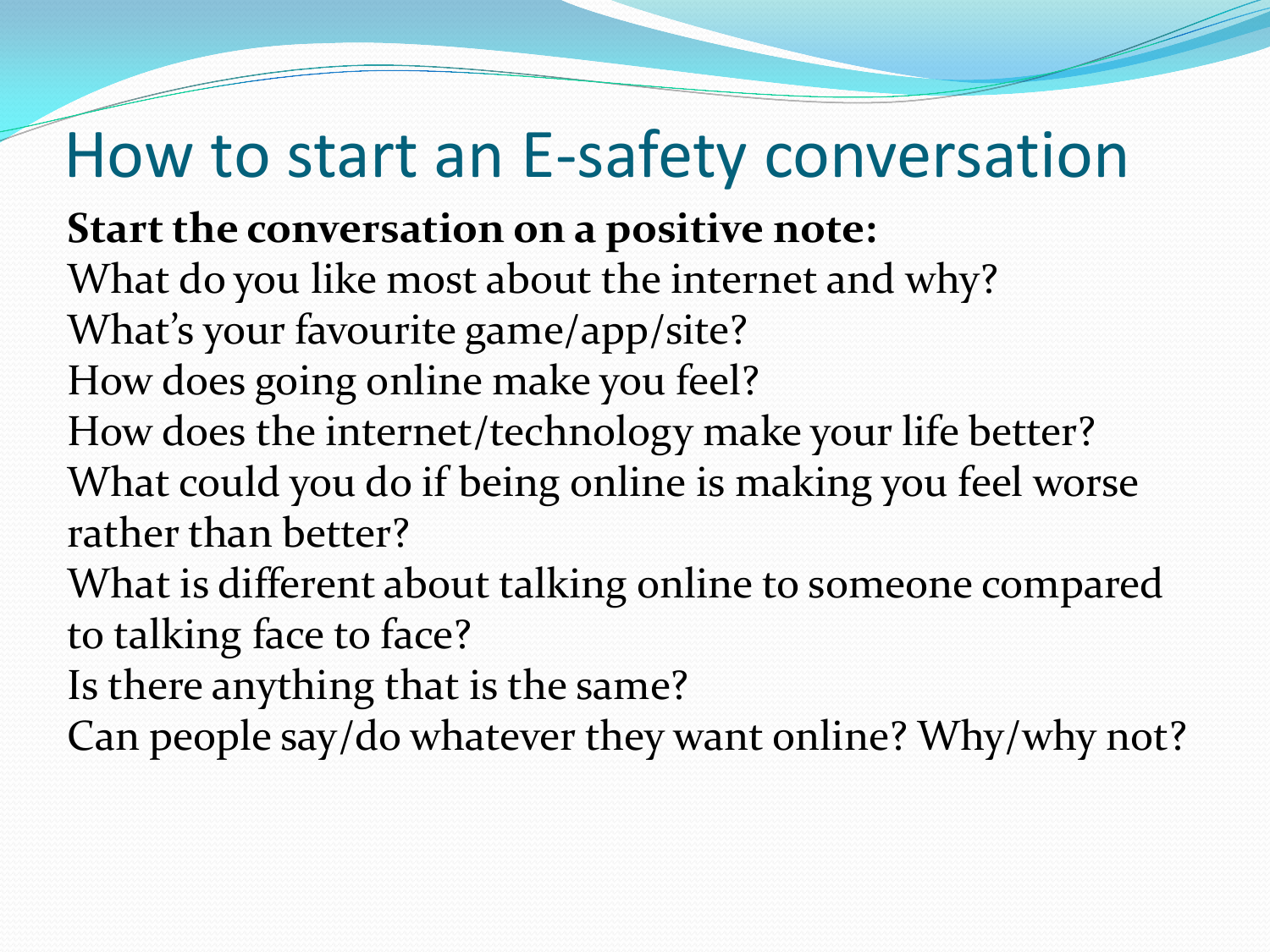# How to start an E-safety conversation

**Start the conversation on a positive note:**

What do you like most about the internet and why?

What's your favourite game/app/site?

How does going online make you feel?

How does the internet/technology make your life better?

What could you do if being online is making you feel worse rather than better?

What is different about talking online to someone compared to talking face to face?

Is there anything that is the same?

Can people say/do whatever they want online? Why/why not?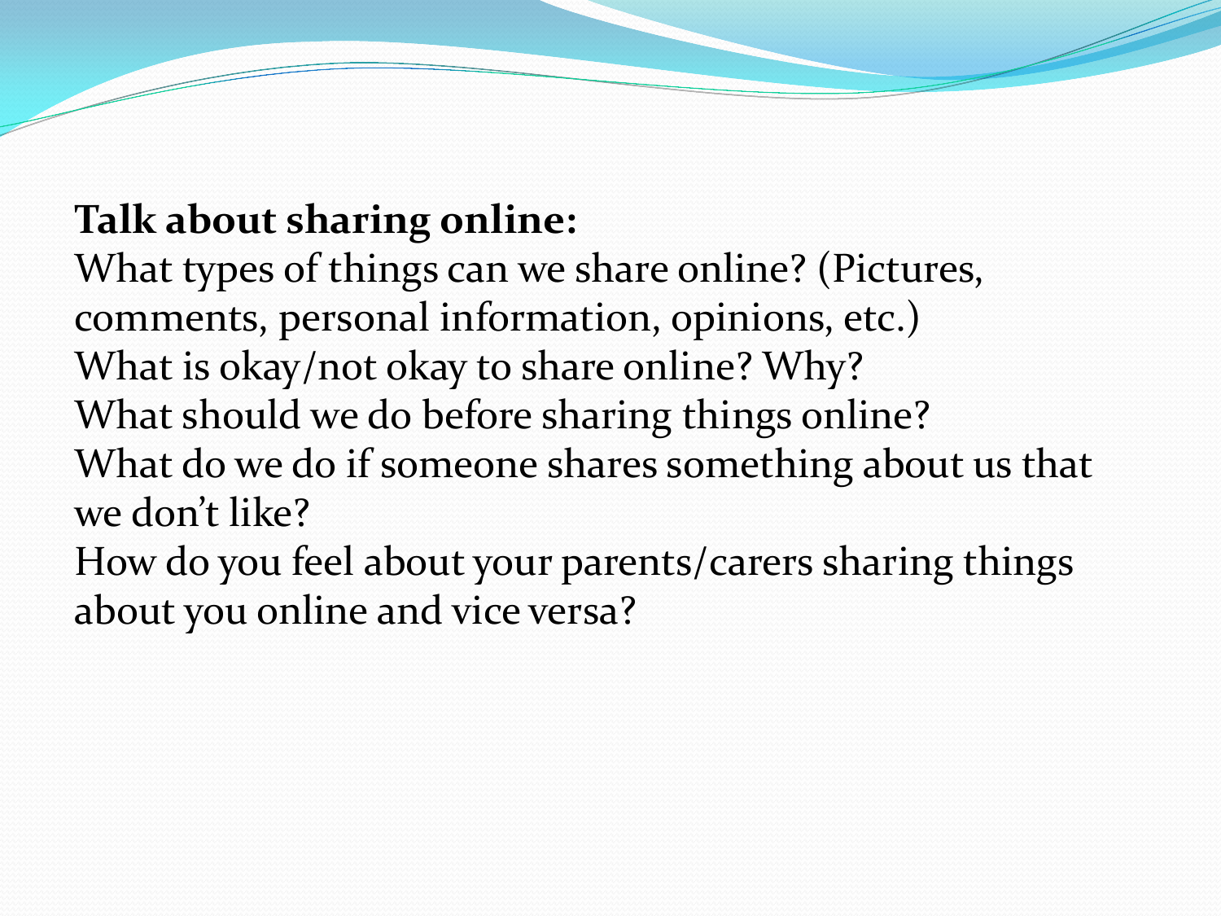**Talk about sharing online:**

What types of things can we share online? (Pictures, comments, personal information, opinions, etc.)

What is okay/not okay to share online? Why?

What should we do before sharing things online?

What do we do if someone shares something about us that we don't like?

How do you feel about your parents/carers sharing things about you online and vice versa?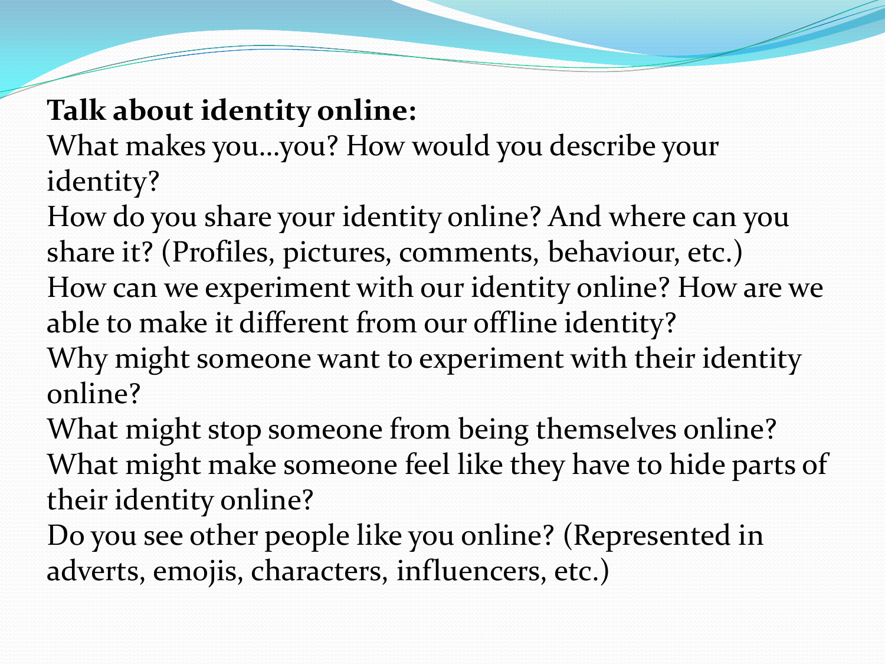**Talk about identity online:**

What makes you…you? How would you describe your identity?

How do you share your identity online? And where can you share it? (Profiles, pictures, comments, behaviour, etc.)

How can we experiment with our identity online? How are we able to make it different from our offline identity?

Why might someone want to experiment with their identity online?

What might stop someone from being themselves online?

What might make someone feel like they have to hide parts of their identity online?

Do you see other people like you online? (Represented in adverts, emojis, characters, influencers, etc.)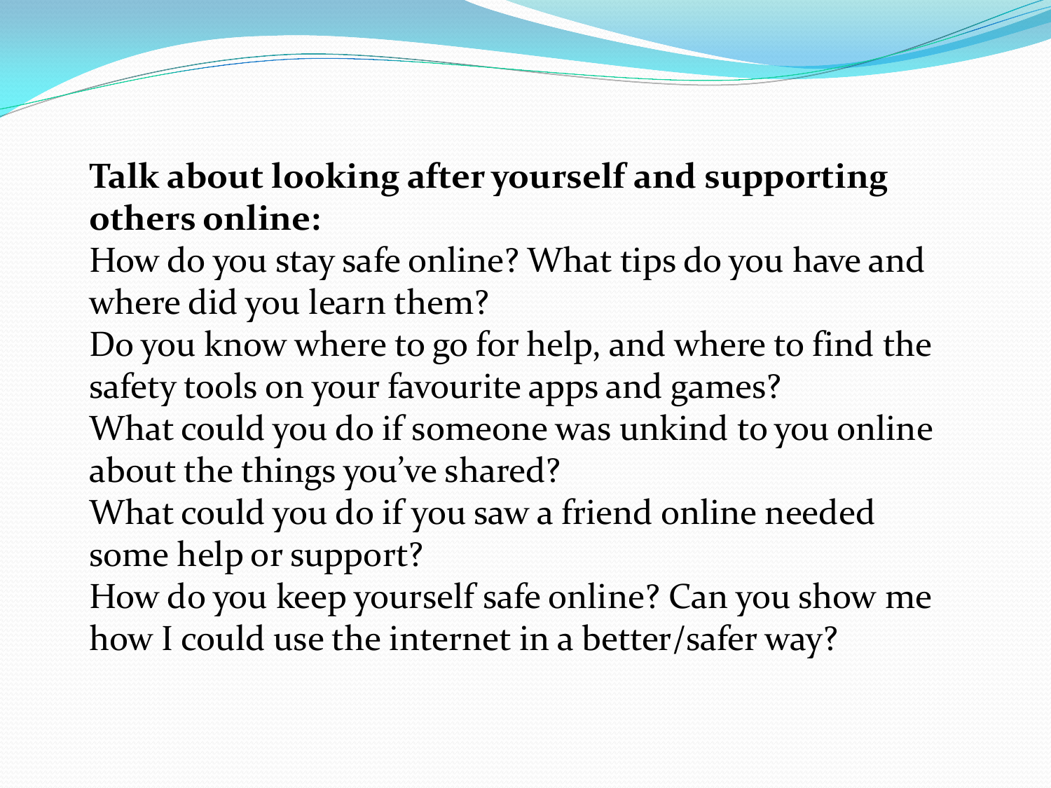**Talk about looking after yourself and supporting others online:**

How do you stay safe online? What tips do you have and where did you learn them?

Do you know where to go for help, and where to find the safety tools on your favourite apps and games?

What could you do if someone was unkind to you online about the things you've shared?

What could you do if you saw a friend online needed some help or support?

How do you keep yourself safe online? Can you show me how I could use the internet in a better/safer way?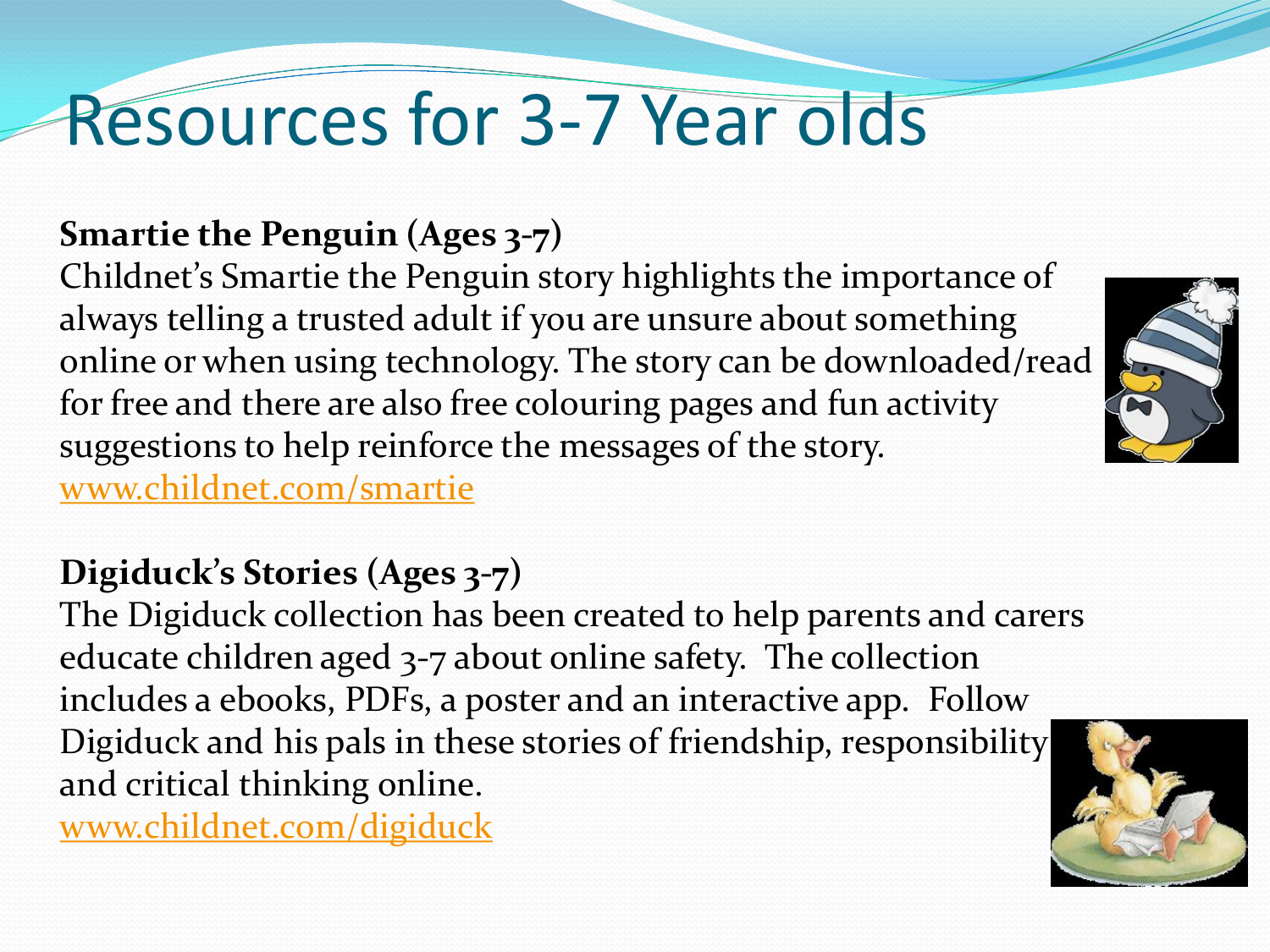# Resources for 3-7 Year olds

**Smartie the Penguin (Ages 3-7)**
Childnet's Smartie the Penguin story highlights the importance of always telling a trusted adult if you are unsure about something online or when using technology. The story can be downloaded/read for free and there are also free colouring pages and fun activity suggestions to help reinforce the messages of the story.
www.childnet.com/smartie

**Digiduck's Stories (Ages 3-7)**
The Digiduck collection has been created to help parents and carers educate children aged 3-7 about online safety. The collection includes a ebooks, PDFs, a poster and an interactive app. Follow Digiduck and his pals in these stories of friendship, responsibility and critical thinking online.
www.childnet.com/digiduck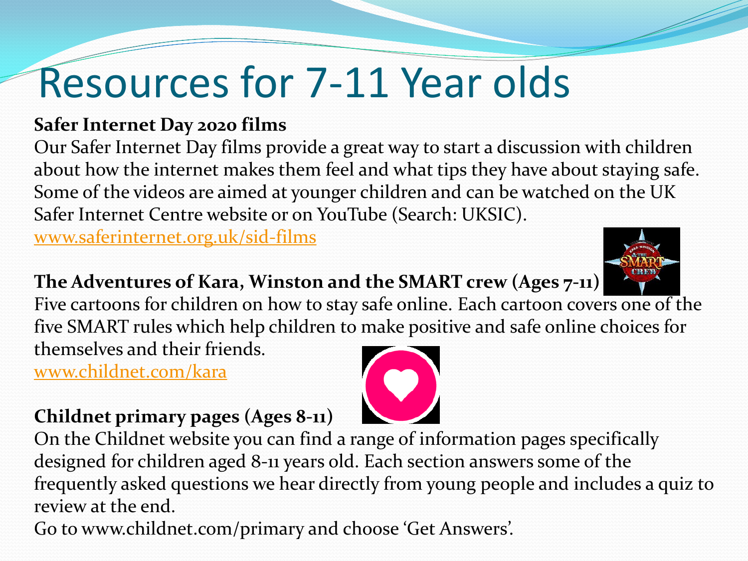# Resources for 7-11 Year olds

**Safer Internet Day 2020 films**

Our Safer Internet Day films provide a great way to start a discussion with children about how the internet makes them feel and what tips they have about staying safe. Some of the videos are aimed at younger children and can be watched on the UK Safer Internet Centre website or on YouTube (Search: UKSIC).

www.saferinternet.org.uk/sid-films

**The Adventures of Kara, Winston and the SMART crew (Ages 7-11)**

Five cartoons for children on how to stay safe online. Each cartoon covers one of the five SMART rules which help children to make positive and safe online choices for themselves and their friends.

www.childnet.com/kara

**Childnet primary pages (Ages 8-11)**

On the Childnet website you can find a range of information pages specifically designed for children aged 8-11 years old. Each section answers some of the frequently asked questions we hear directly from young people and includes a quiz to review at the end.

Go to www.childnet.com/primary and choose 'Get Answers'.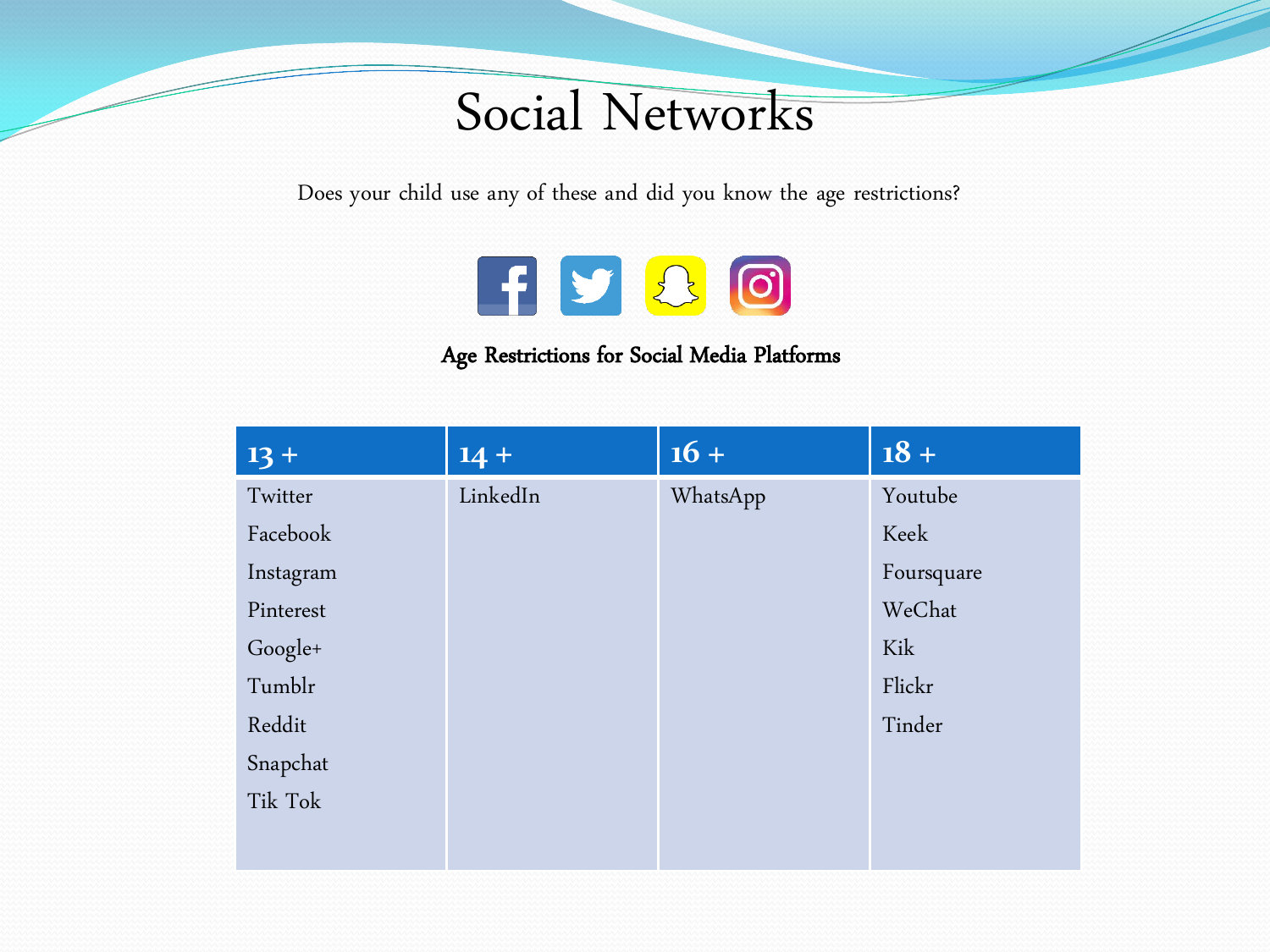# Social Networks

Does your child use any of these and did you know the age restrictions?

**Age Restrictions for Social Media Platforms**

| 13 + | 14 + | 16 + | 18 + |
|---|---|---|---|
| Twitter | LinkedIn | WhatsApp | Youtube |
| Facebook | | | Keek |
| Instagram | | | Foursquare |
| Pinterest | | | WeChat |
| Google+ | | | Kik |
| Tumblr | | | Flickr |
| Reddit | | | Tinder |
| Snapchat | | | |
| Tik Tok | | | |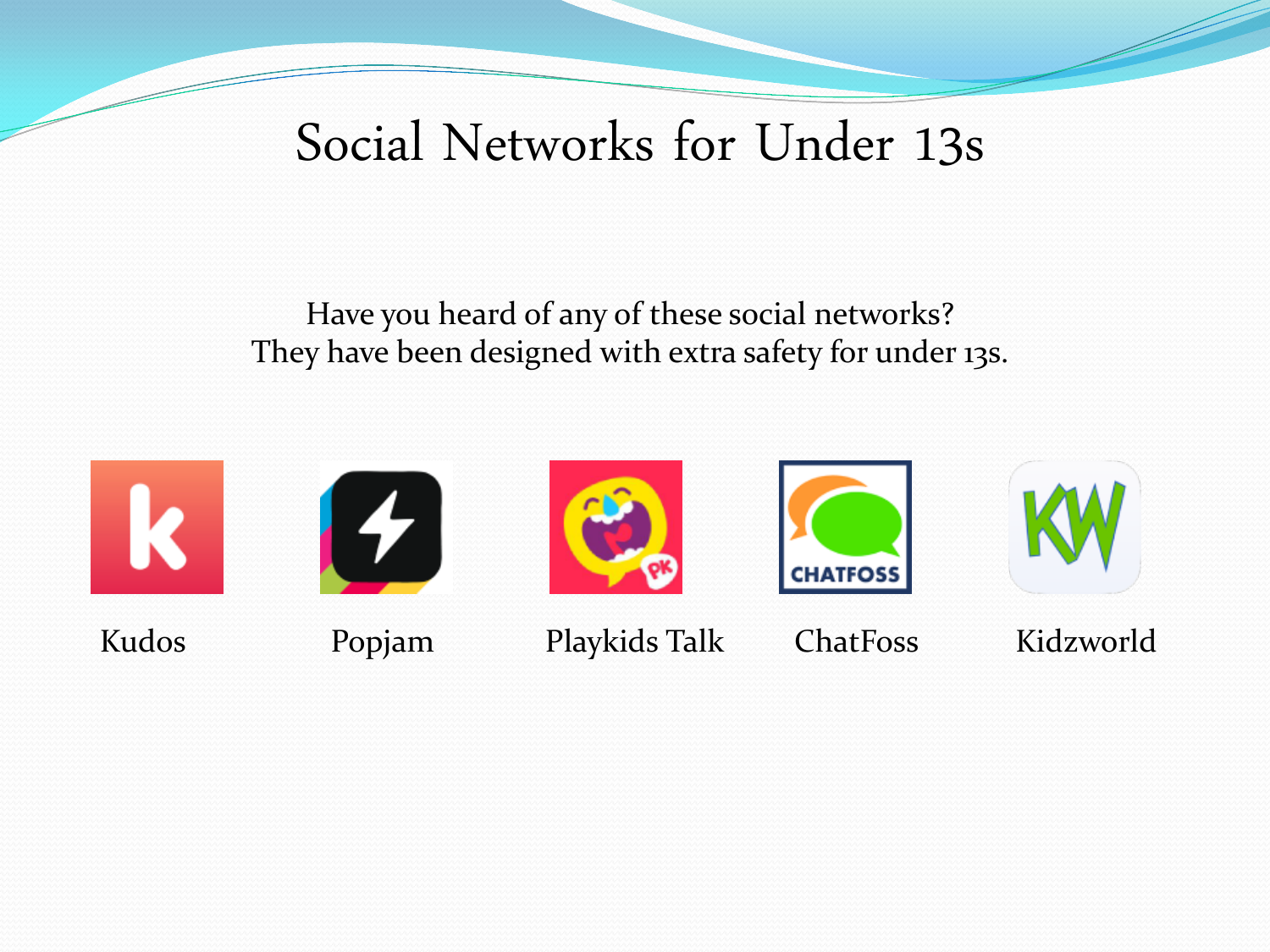# Social Networks for Under 13s

Have you heard of any of these social networks?
They have been designed with extra safety for under 13s.

Kudos

Popjam

Playkids Talk

ChatFoss

Kidzworld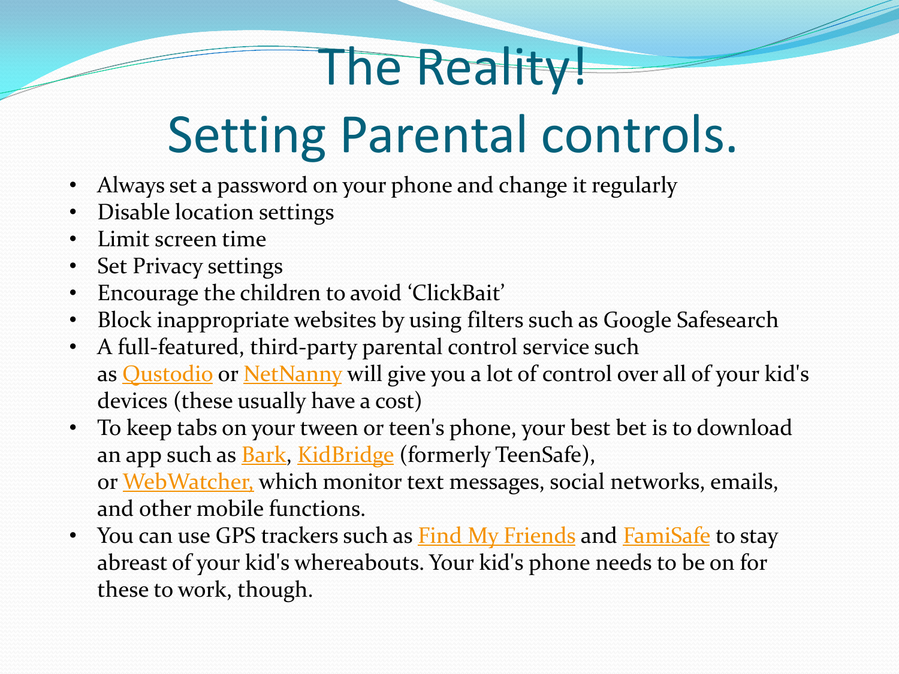# The Reality!
# Setting Parental controls.

- Always set a password on your phone and change it regularly
- Disable location settings
- Limit screen time
- Set Privacy settings
- Encourage the children to avoid 'ClickBait'
- Block inappropriate websites by using filters such as Google Safesearch
- A full-featured, third-party parental control service such as Qustodio or NetNanny will give you a lot of control over all of your kid's devices (these usually have a cost)
- To keep tabs on your tween or teen's phone, your best bet is to download an app such as Bark, KidBridge (formerly TeenSafe), or WebWatcher, which monitor text messages, social networks, emails, and other mobile functions.
- You can use GPS trackers such as Find My Friends and FamiSafe to stay abreast of your kid's whereabouts. Your kid's phone needs to be on for these to work, though.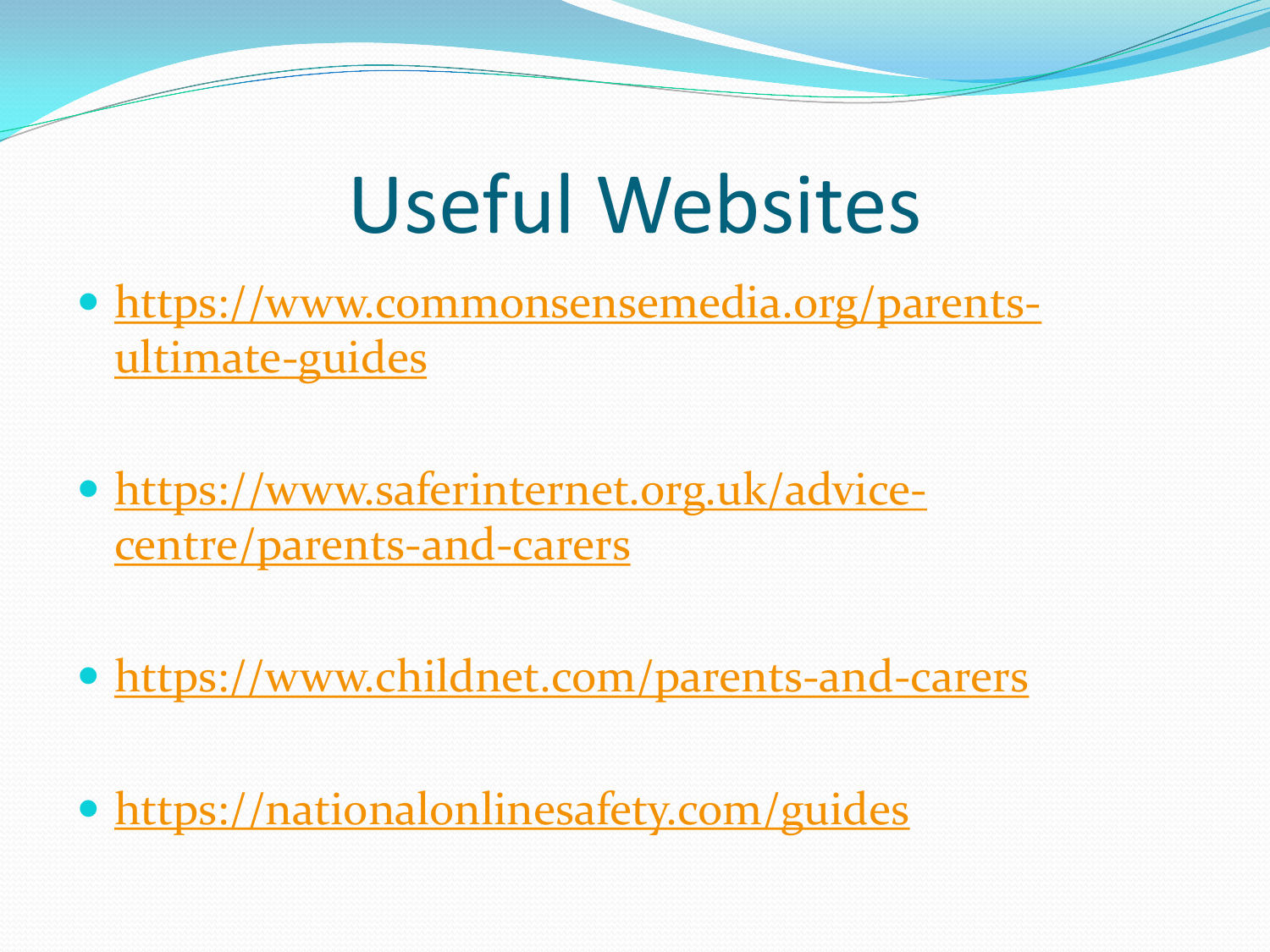# Useful Websites

- https://www.commonsensemedia.org/parents-ultimate-guides
- https://www.saferinternet.org.uk/advice-centre/parents-and-carers
- https://www.childnet.com/parents-and-carers
- https://nationalonlinesafety.com/guides